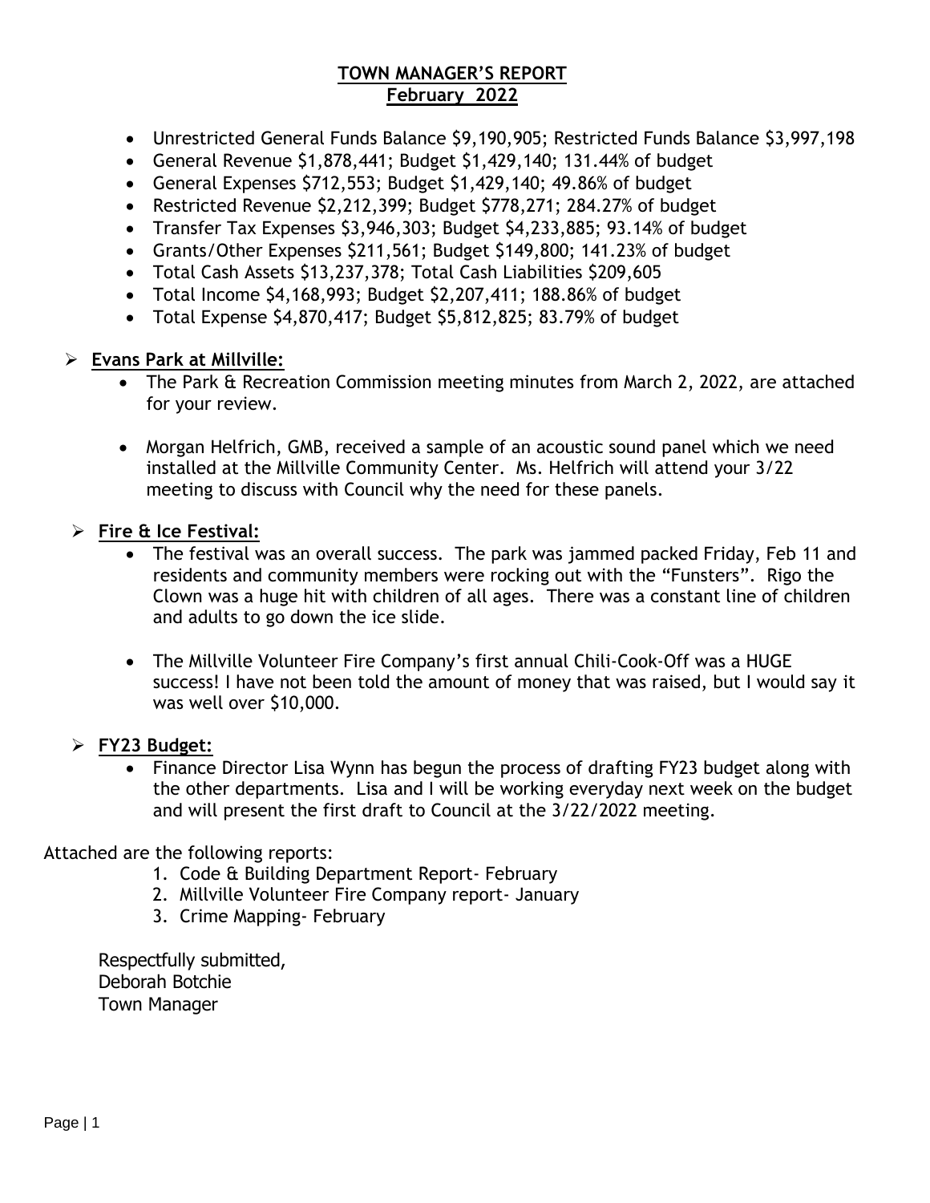# TOWN MANAGER'S REPORT
## February 2022

- Unrestricted General Funds Balance $9,190,905; Restricted Funds Balance $3,997,198
- General Revenue $1,878,441; Budget $1,429,140; 131.44% of budget
- General Expenses $712,553; Budget $1,429,140; 49.86% of budget
- Restricted Revenue $2,212,399; Budget $778,271; 284.27% of budget
- Transfer Tax Expenses $3,946,303; Budget $4,233,885; 93.14% of budget
- Grants/Other Expenses $211,561; Budget $149,800; 141.23% of budget
- Total Cash Assets $13,237,378; Total Cash Liabilities $209,605
- Total Income $4,168,993; Budget $2,207,411; 188.86% of budget
- Total Expense $4,870,417; Budget $5,812,825; 83.79% of budget

➢ **Evans Park at Millville:**

- The Park & Recreation Commission meeting minutes from March 2, 2022, are attached for your review.
- Morgan Helfrich, GMB, received a sample of an acoustic sound panel which we need installed at the Millville Community Center. Ms. Helfrich will attend your 3/22 meeting to discuss with Council why the need for these panels.

➢ **Fire & Ice Festival:**

- The festival was an overall success. The park was jammed packed Friday, Feb 11 and residents and community members were rocking out with the "Funsters". Rigo the Clown was a huge hit with children of all ages. There was a constant line of children and adults to go down the ice slide.
- The Millville Volunteer Fire Company's first annual Chili-Cook-Off was a HUGE success! I have not been told the amount of money that was raised, but I would say it was well over $10,000.

➢ **FY23 Budget:**

- Finance Director Lisa Wynn has begun the process of drafting FY23 budget along with the other departments. Lisa and I will be working everyday next week on the budget and will present the first draft to Council at the 3/22/2022 meeting.

Attached are the following reports:

1. Code & Building Department Report- February
2. Millville Volunteer Fire Company report- January
3. Crime Mapping- February

Respectfully submitted,
Deborah Botchie
Town Manager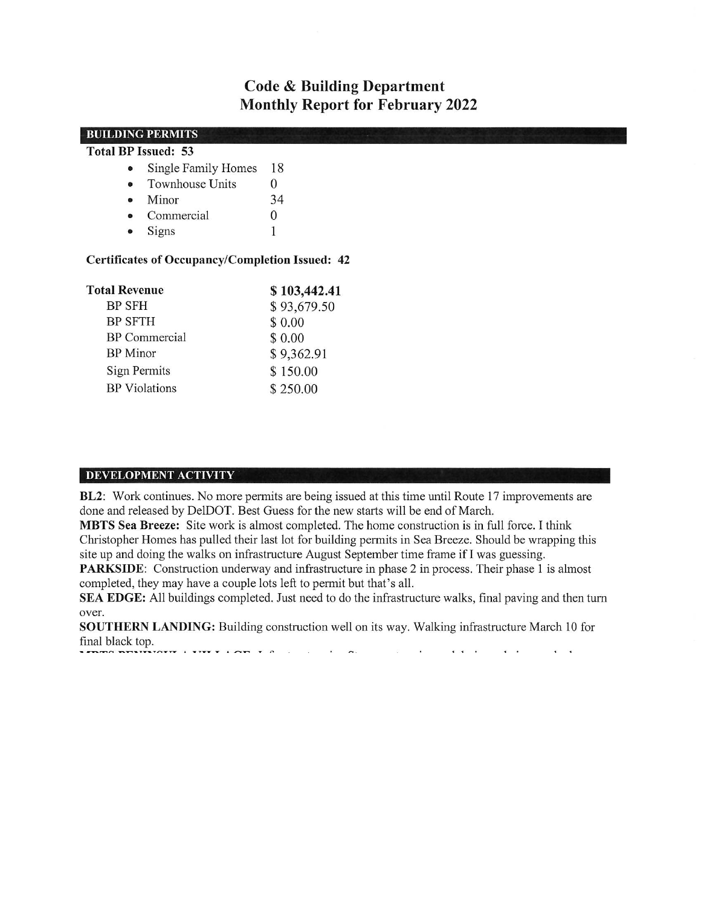# Code & Building Department
## Monthly Report for February 2022

## BUILDING PERMITS

**Total BP Issued: 53**

- Single Family Homes 18
- Townhouse Units 0
- Minor 34
- Commercial 0
- Signs 1

**Certificates of Occupancy/Completion Issued: 42**

| | |
|---|---|
| **Total Revenue** | **$ 103,442.41** |
| BP SFH | $ 93,679.50 |
| BP SFTH | $ 0.00 |
| BP Commercial | $ 0.00 |
| BP Minor | $ 9,362.91 |
| Sign Permits | $ 150.00 |
| BP Violations | $ 250.00 |

## DEVELOPMENT ACTIVITY

**BL2**: Work continues. No more permits are being issued at this time until Route 17 improvements are done and released by DelDOT. Best Guess for the new starts will be end of March.

**MBTS Sea Breeze:** Site work is almost completed. The home construction is in full force. I think Christopher Homes has pulled their last lot for building permits in Sea Breeze. Should be wrapping this site up and doing the walks on infrastructure August September time frame if I was guessing.

**PARKSIDE**: Construction underway and infrastructure in phase 2 in process. Their phase 1 is almost completed, they may have a couple lots left to permit but that's all.

**SEA EDGE:** All buildings completed. Just need to do the infrastructure walks, final paving and then turn over.

**SOUTHERN LANDING:** Building construction well on its way. Walking infrastructure March 10 for final black top.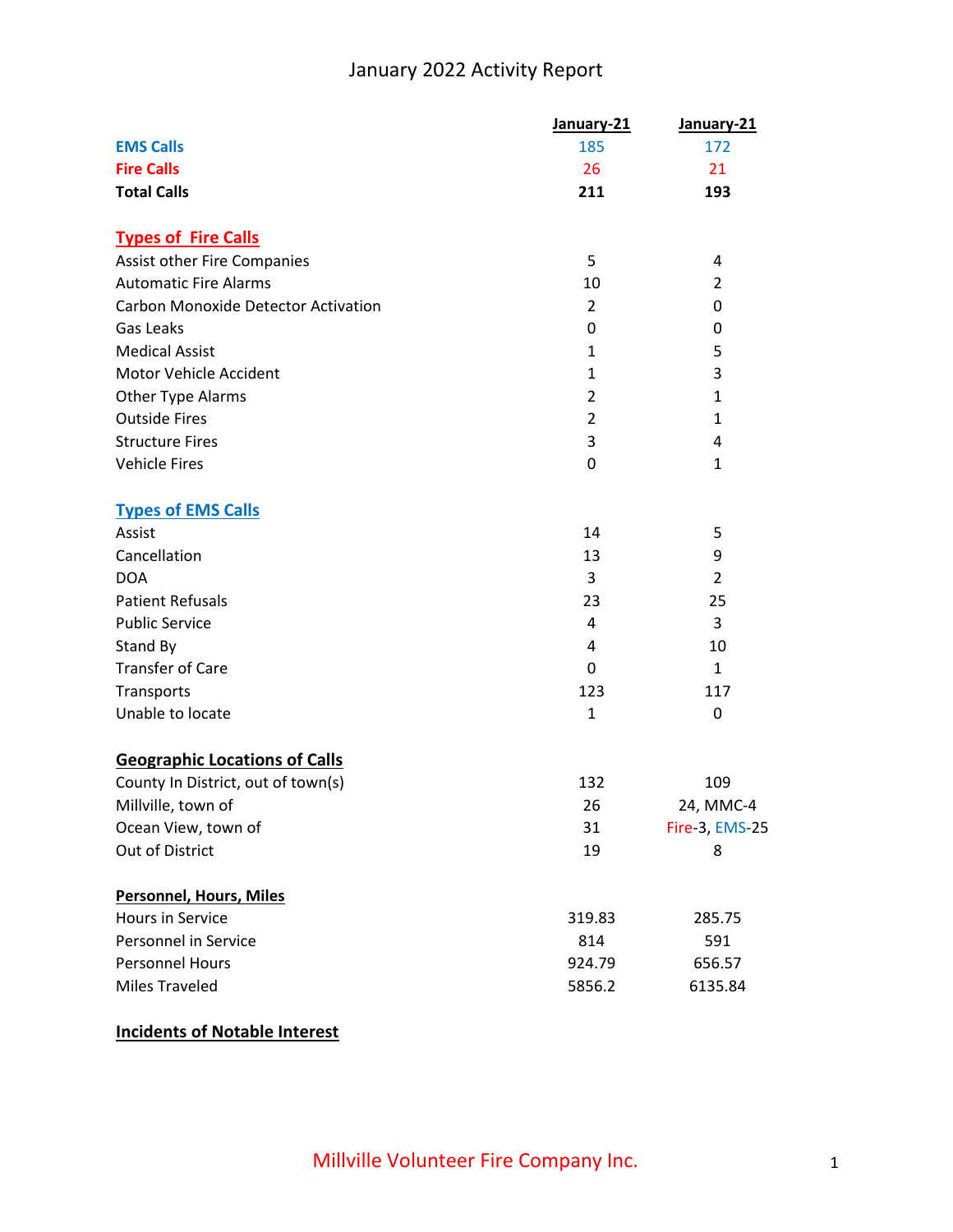# January 2022 Activity Report

| | January-21 | January-21 |
|---|---|---|
| **EMS Calls** | 185 | 172 |
| **Fire Calls** | 26 | 21 |
| **Total Calls** | **211** | **193** |
| | | |
| **Types of Fire Calls** | | |
| Assist other Fire Companies | 5 | 4 |
| Automatic Fire Alarms | 10 | 2 |
| Carbon Monoxide Detector Activation | 2 | 0 |
| Gas Leaks | 0 | 0 |
| Medical Assist | 1 | 5 |
| Motor Vehicle Accident | 1 | 3 |
| Other Type Alarms | 2 | 1 |
| Outside Fires | 2 | 1 |
| Structure Fires | 3 | 4 |
| Vehicle Fires | 0 | 1 |
| | | |
| **Types of EMS Calls** | | |
| Assist | 14 | 5 |
| Cancellation | 13 | 9 |
| DOA | 3 | 2 |
| Patient Refusals | 23 | 25 |
| Public Service | 4 | 3 |
| Stand By | 4 | 10 |
| Transfer of Care | 0 | 1 |
| Transports | 123 | 117 |
| Unable to locate | 1 | 0 |
| | | |
| **Geographic Locations of Calls** | | |
| County In District, out of town(s) | 132 | 109 |
| Millville, town of | 26 | 24, MMC-4 |
| Ocean View, town of | 31 | Fire-3, EMS-25 |
| Out of District | 19 | 8 |
| | | |
| **Personnel, Hours, Miles** | | |
| Hours in Service | 319.83 | 285.75 |
| Personnel in Service | 814 | 591 |
| Personnel Hours | 924.79 | 656.57 |
| Miles Traveled | 5856.2 | 6135.84 |

**Incidents of Notable Interest**

Millville Volunteer Fire Company Inc.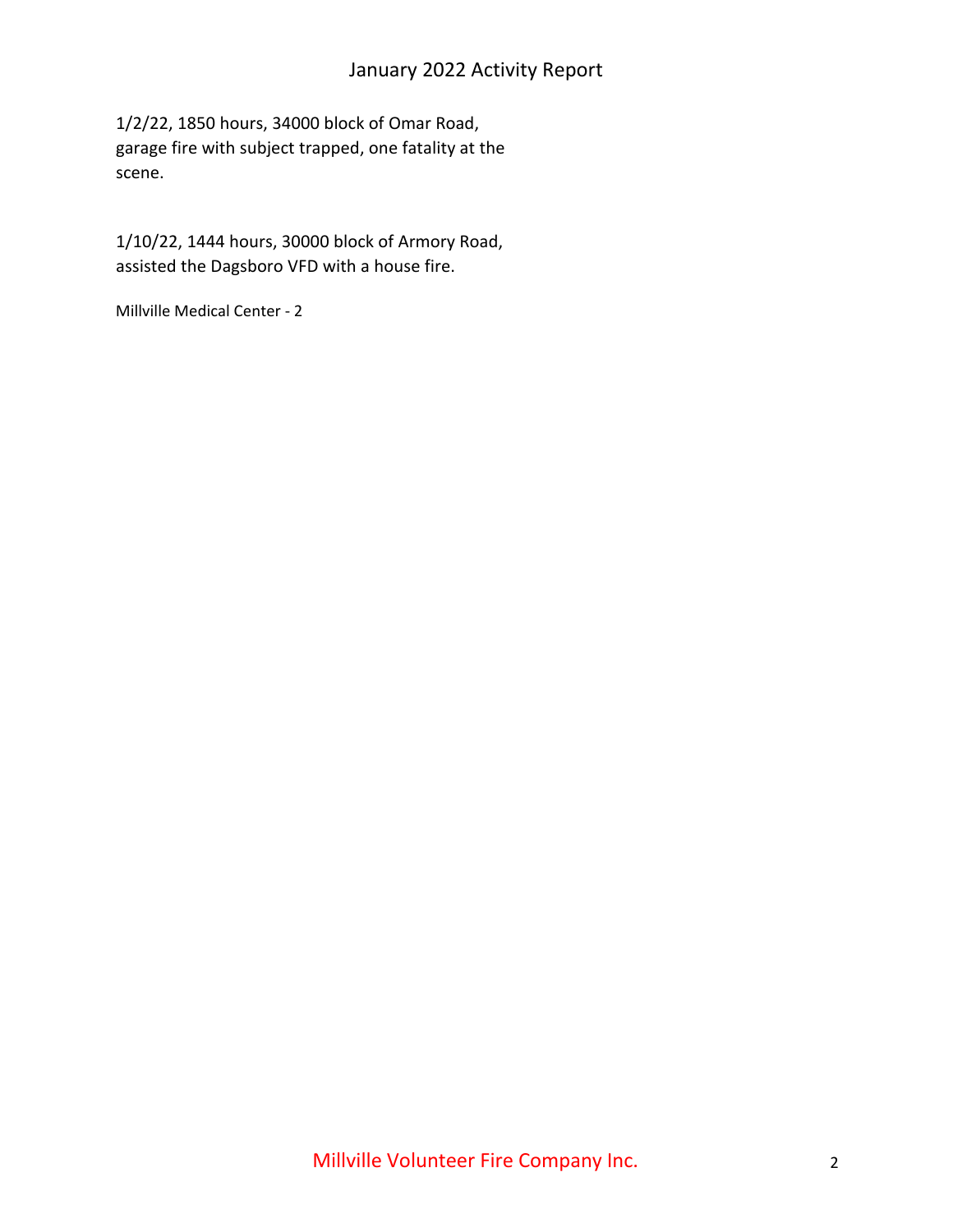# January 2022 Activity Report

1/2/22, 1850 hours, 34000 block of Omar Road, garage fire with subject trapped, one fatality at the scene.

1/10/22, 1444 hours, 30000 block of Armory Road, assisted the Dagsboro VFD with a house fire.

Millville Medical Center - 2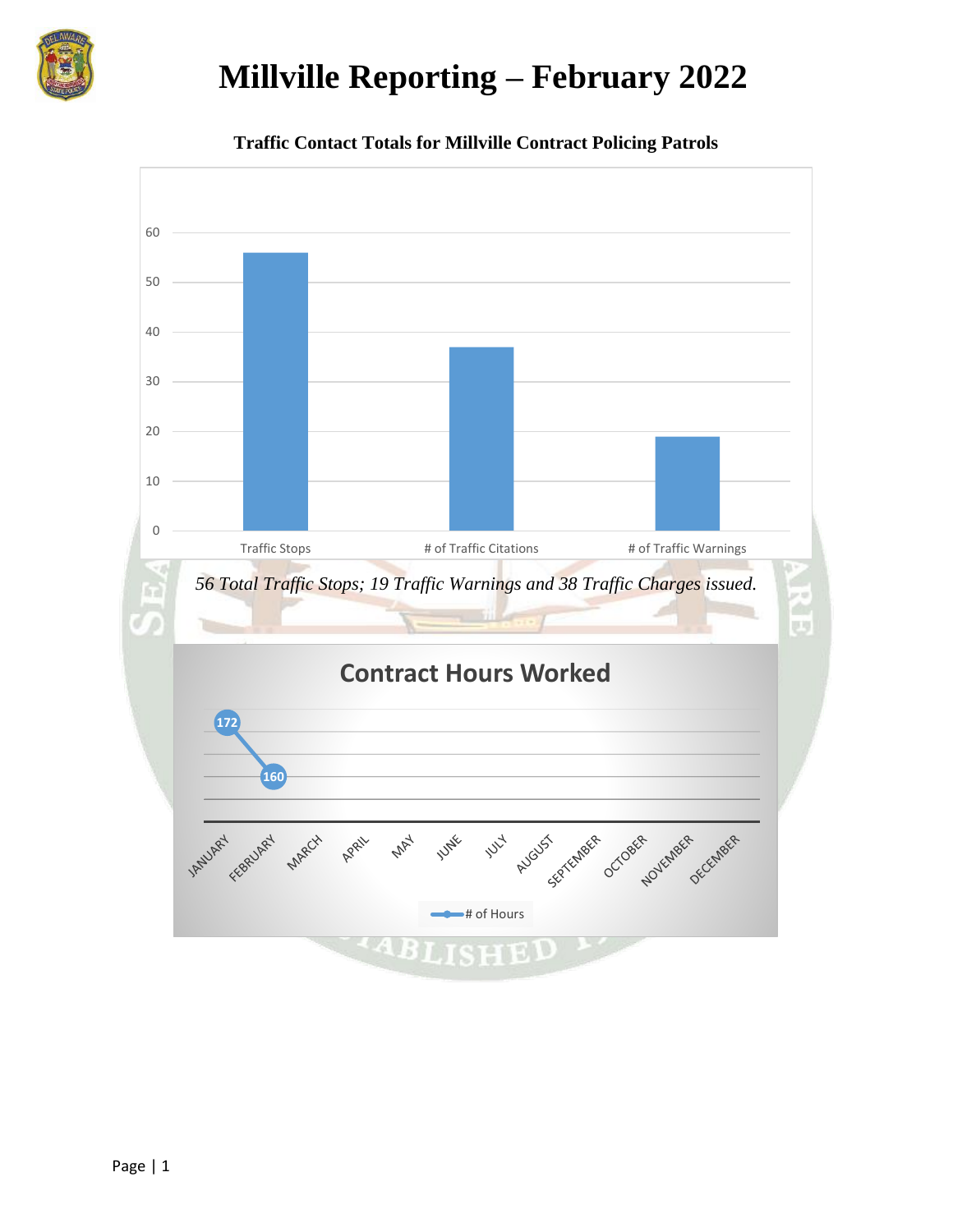# Millville Reporting – February 2022

**Traffic Contact Totals for Millville Contract Policing Patrols**

| Category | Count |
|---|---|
| Traffic Stops | 56 |
| # of Traffic Citations | 37 |
| # of Traffic Warnings | 19 |

*56 Total Traffic Stops; 19 Traffic Warnings and 38 Traffic Charges issued.*

**Contract Hours Worked**

| Month | # of Hours |
|---|---|
| JANUARY | 172 |
| FEBRUARY | 160 |
| MARCH | |
| APRIL | |
| MAY | |
| JUNE | |
| JULY | |
| AUGUST | |
| SEPTEMBER | |
| OCTOBER | |
| NOVEMBER | |
| DECEMBER | |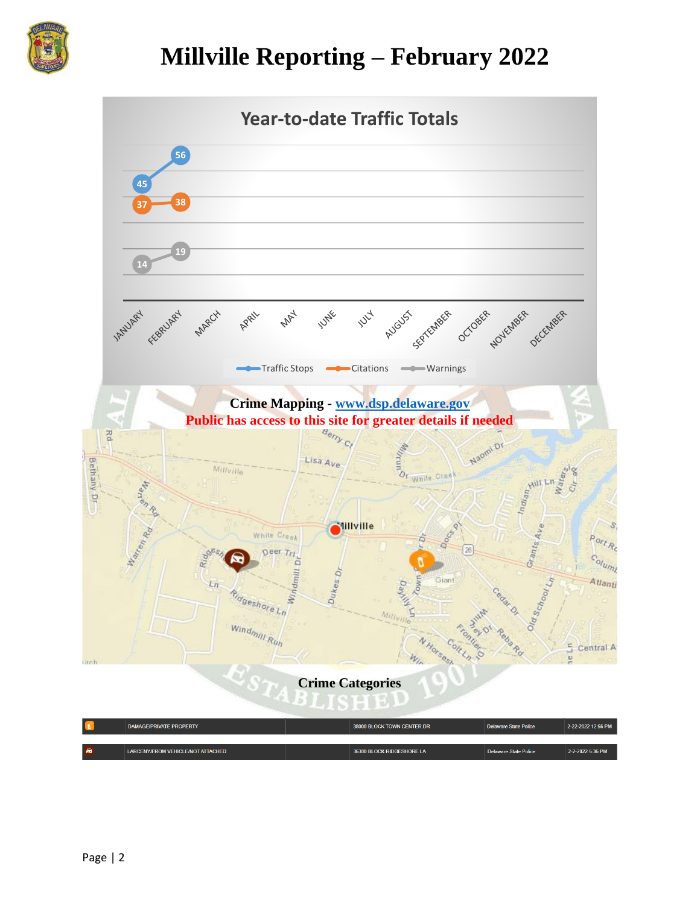# Millville Reporting – February 2022

Year-to-date Traffic Totals

56
45
37
38
19
14

JANUARY FEBRUARY MARCH APRIL MAY JUNE JULY AUGUST SEPTEMBER OCTOBER NOVEMBER DECEMBER

Traffic Stops Citations Warnings

**Crime Mapping - www.dsp.delaware.gov**

**Public has access to this site for greater details if needed**

**Crime Categories**

| | | | | | |
|---|---|---|---|---|---|
| | DAMAGE/PRIVATE PROPERTY | | 38000 BLOCK TOWN CENTER DR | Delaware State Police | 2-22-2022 12:56 PM |
| | LARCENY/FROM VEHICLE/NOT ATTACHED | | 36300 BLOCK RIDGESHORE LA | Delaware State Police | 2-2-2022 5:36 PM |